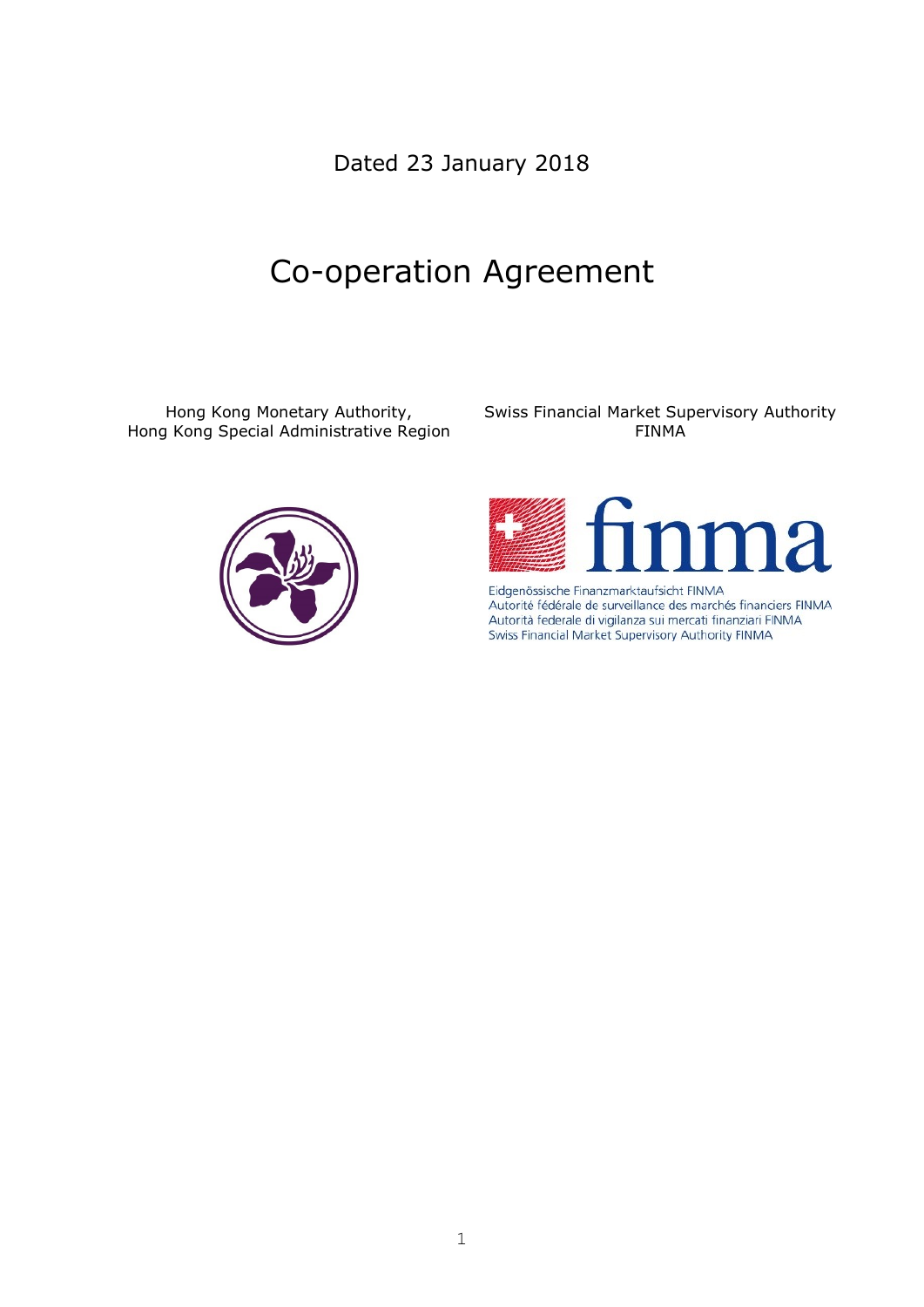Dated 23 January 2018

# Co-operation Agreement

Hong Kong Monetary Authority,
Hong Kong Special Administrative Region

Swiss Financial Market Supervisory Authority
FINMA

Eidgenössische Finanzmarktaufsicht FINMA
Autorité fédérale de surveillance des marchés financiers FINMA
Autorità federale di vigilanza sui mercati finanziari FINMA
Swiss Financial Market Supervisory Authority FINMA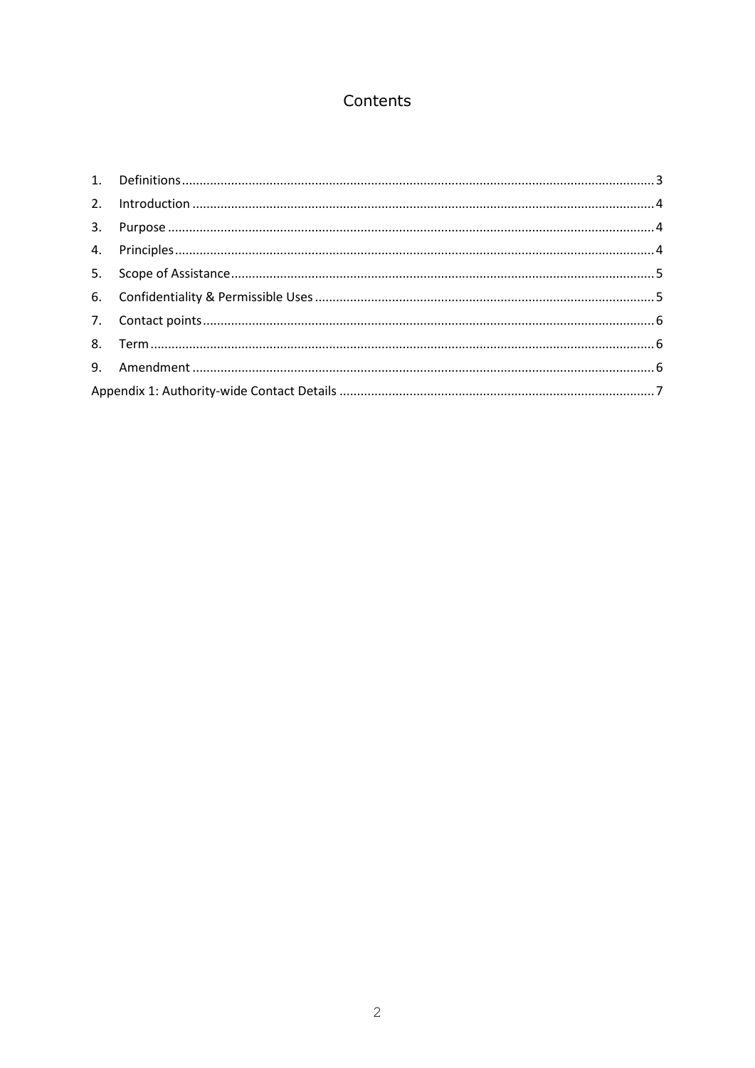# Contents

1. Definitions ........ 3
2. Introduction ........ 4
3. Purpose ........ 4
4. Principles ........ 4
5. Scope of Assistance ........ 5
6. Confidentiality & Permissible Uses ........ 5
7. Contact points ........ 6
8. Term ........ 6
9. Amendment ........ 6

Appendix 1: Authority-wide Contact Details ........ 7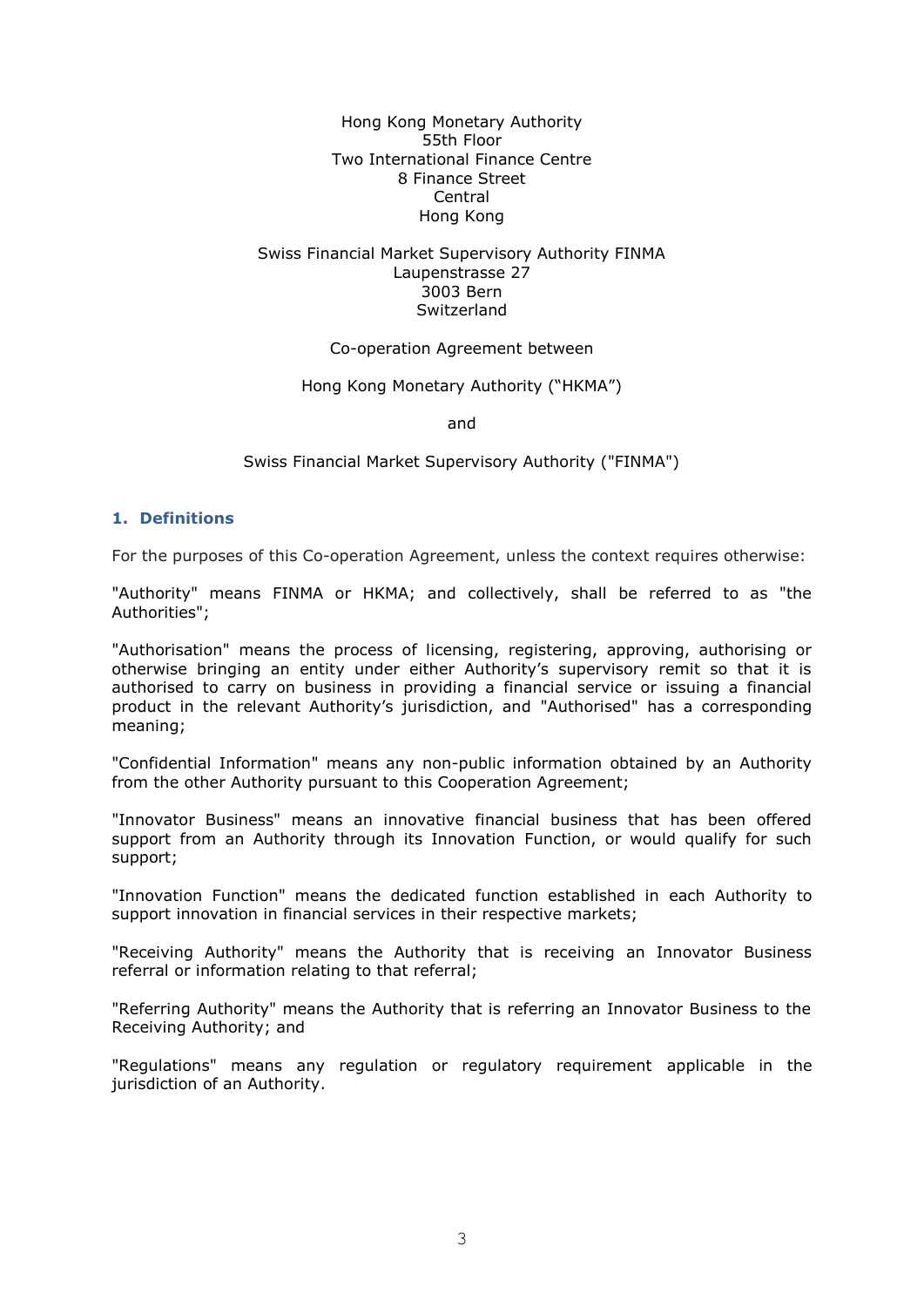Hong Kong Monetary Authority
55th Floor
Two International Finance Centre
8 Finance Street
Central
Hong Kong

Swiss Financial Market Supervisory Authority FINMA
Laupenstrasse 27
3003 Bern
Switzerland

Co-operation Agreement between

Hong Kong Monetary Authority ("HKMA")

and

Swiss Financial Market Supervisory Authority ("FINMA")

## 1. Definitions

For the purposes of this Co-operation Agreement, unless the context requires otherwise:

"Authority" means FINMA or HKMA; and collectively, shall be referred to as "the Authorities";

"Authorisation" means the process of licensing, registering, approving, authorising or otherwise bringing an entity under either Authority's supervisory remit so that it is authorised to carry on business in providing a financial service or issuing a financial product in the relevant Authority's jurisdiction, and "Authorised" has a corresponding meaning;

"Confidential Information" means any non-public information obtained by an Authority from the other Authority pursuant to this Cooperation Agreement;

"Innovator Business" means an innovative financial business that has been offered support from an Authority through its Innovation Function, or would qualify for such support;

"Innovation Function" means the dedicated function established in each Authority to support innovation in financial services in their respective markets;

"Receiving Authority" means the Authority that is receiving an Innovator Business referral or information relating to that referral;

"Referring Authority" means the Authority that is referring an Innovator Business to the Receiving Authority; and

"Regulations" means any regulation or regulatory requirement applicable in the jurisdiction of an Authority.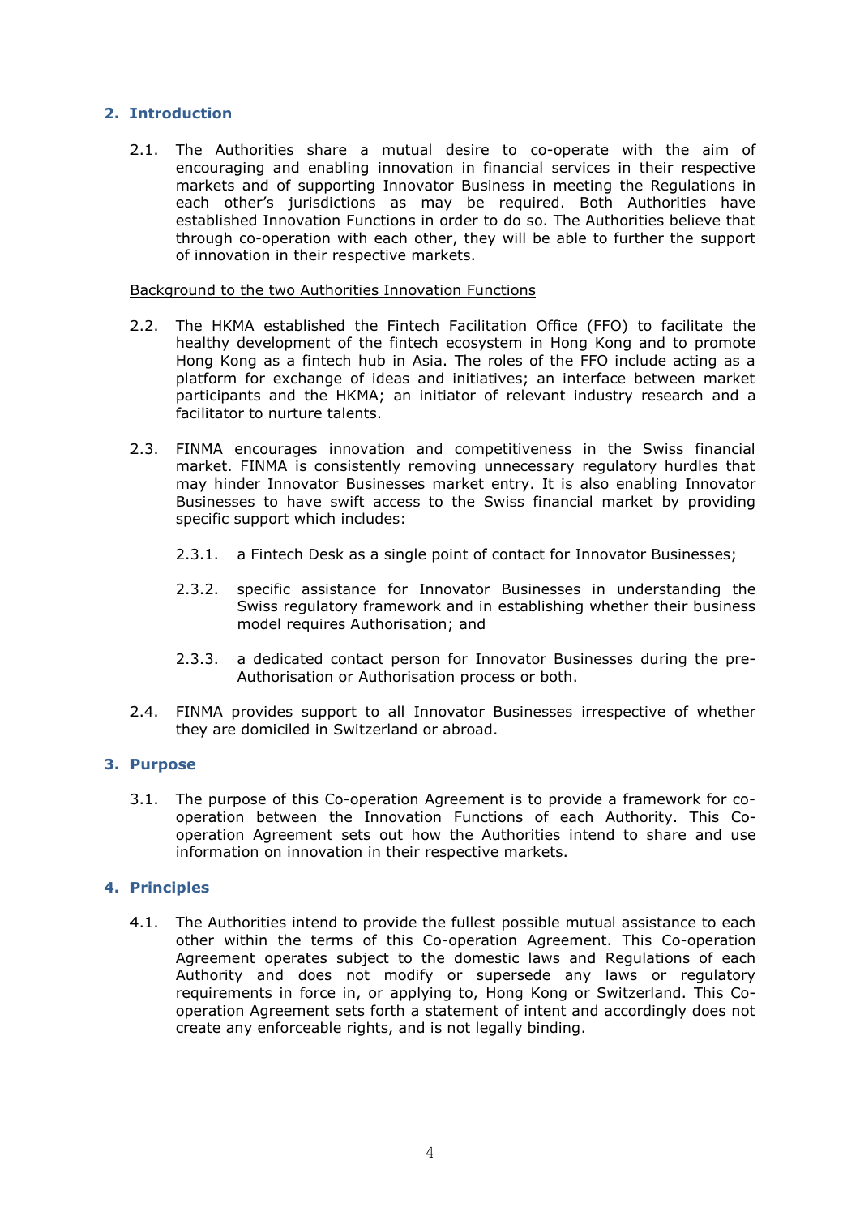## 2. Introduction

2.1. The Authorities share a mutual desire to co-operate with the aim of encouraging and enabling innovation in financial services in their respective markets and of supporting Innovator Business in meeting the Regulations in each other's jurisdictions as may be required. Both Authorities have established Innovation Functions in order to do so. The Authorities believe that through co-operation with each other, they will be able to further the support of innovation in their respective markets.

<u>Background to the two Authorities Innovation Functions</u>

2.2. The HKMA established the Fintech Facilitation Office (FFO) to facilitate the healthy development of the fintech ecosystem in Hong Kong and to promote Hong Kong as a fintech hub in Asia. The roles of the FFO include acting as a platform for exchange of ideas and initiatives; an interface between market participants and the HKMA; an initiator of relevant industry research and a facilitator to nurture talents.

2.3. FINMA encourages innovation and competitiveness in the Swiss financial market. FINMA is consistently removing unnecessary regulatory hurdles that may hinder Innovator Businesses market entry. It is also enabling Innovator Businesses to have swift access to the Swiss financial market by providing specific support which includes:

2.3.1. a Fintech Desk as a single point of contact for Innovator Businesses;

2.3.2. specific assistance for Innovator Businesses in understanding the Swiss regulatory framework and in establishing whether their business model requires Authorisation; and

2.3.3. a dedicated contact person for Innovator Businesses during the pre-Authorisation or Authorisation process or both.

2.4. FINMA provides support to all Innovator Businesses irrespective of whether they are domiciled in Switzerland or abroad.

## 3. Purpose

3.1. The purpose of this Co-operation Agreement is to provide a framework for co-operation between the Innovation Functions of each Authority. This Co-operation Agreement sets out how the Authorities intend to share and use information on innovation in their respective markets.

## 4. Principles

4.1. The Authorities intend to provide the fullest possible mutual assistance to each other within the terms of this Co-operation Agreement. This Co-operation Agreement operates subject to the domestic laws and Regulations of each Authority and does not modify or supersede any laws or regulatory requirements in force in, or applying to, Hong Kong or Switzerland. This Co-operation Agreement sets forth a statement of intent and accordingly does not create any enforceable rights, and is not legally binding.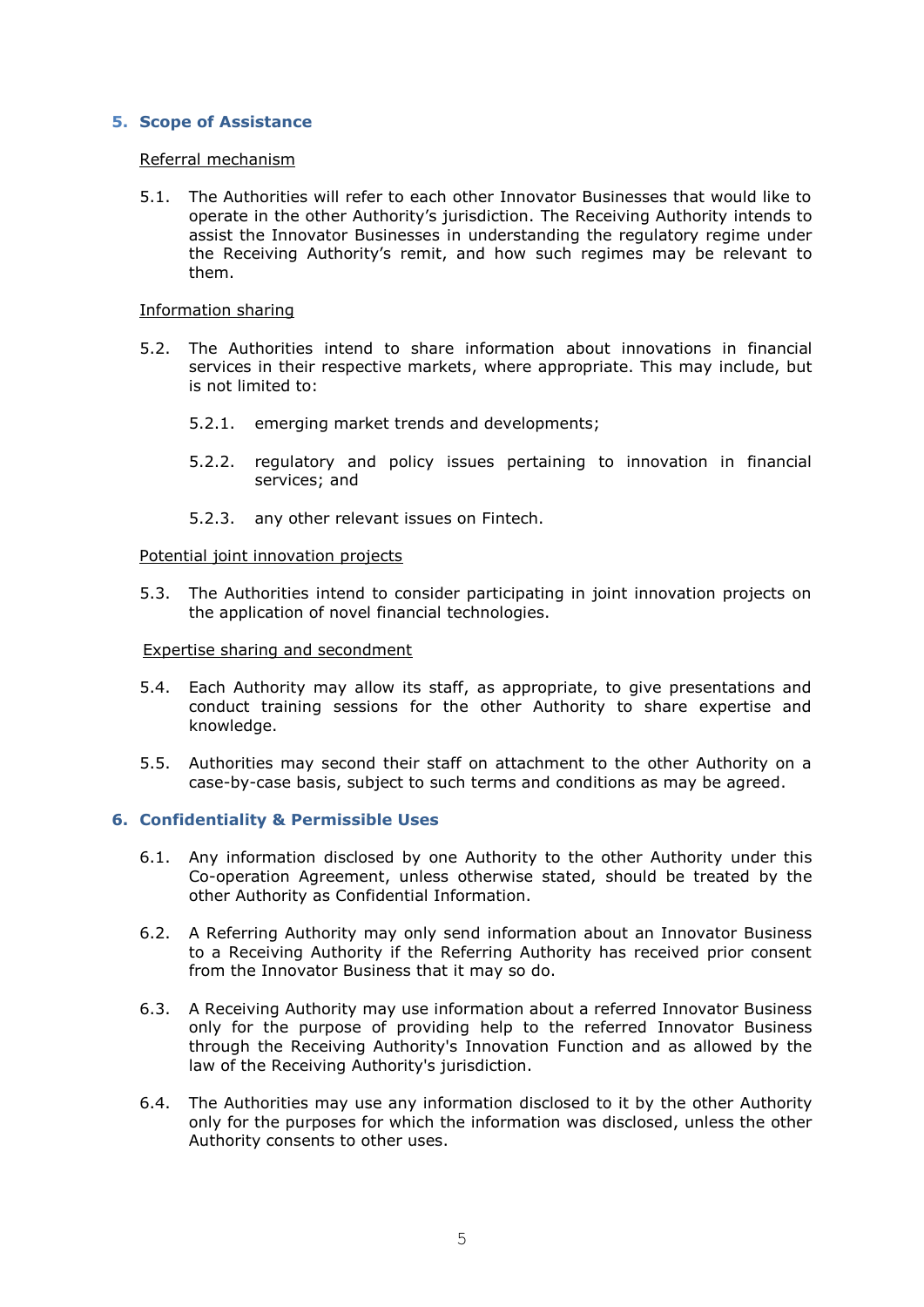## 5. Scope of Assistance

Referral mechanism

5.1. The Authorities will refer to each other Innovator Businesses that would like to operate in the other Authority's jurisdiction. The Receiving Authority intends to assist the Innovator Businesses in understanding the regulatory regime under the Receiving Authority's remit, and how such regimes may be relevant to them.

Information sharing

5.2. The Authorities intend to share information about innovations in financial services in their respective markets, where appropriate. This may include, but is not limited to:

5.2.1. emerging market trends and developments;

5.2.2. regulatory and policy issues pertaining to innovation in financial services; and

5.2.3. any other relevant issues on Fintech.

Potential joint innovation projects

5.3. The Authorities intend to consider participating in joint innovation projects on the application of novel financial technologies.

Expertise sharing and secondment

5.4. Each Authority may allow its staff, as appropriate, to give presentations and conduct training sessions for the other Authority to share expertise and knowledge.

5.5. Authorities may second their staff on attachment to the other Authority on a case-by-case basis, subject to such terms and conditions as may be agreed.

## 6. Confidentiality & Permissible Uses

6.1. Any information disclosed by one Authority to the other Authority under this Co-operation Agreement, unless otherwise stated, should be treated by the other Authority as Confidential Information.

6.2. A Referring Authority may only send information about an Innovator Business to a Receiving Authority if the Referring Authority has received prior consent from the Innovator Business that it may so do.

6.3. A Receiving Authority may use information about a referred Innovator Business only for the purpose of providing help to the referred Innovator Business through the Receiving Authority's Innovation Function and as allowed by the law of the Receiving Authority's jurisdiction.

6.4. The Authorities may use any information disclosed to it by the other Authority only for the purposes for which the information was disclosed, unless the other Authority consents to other uses.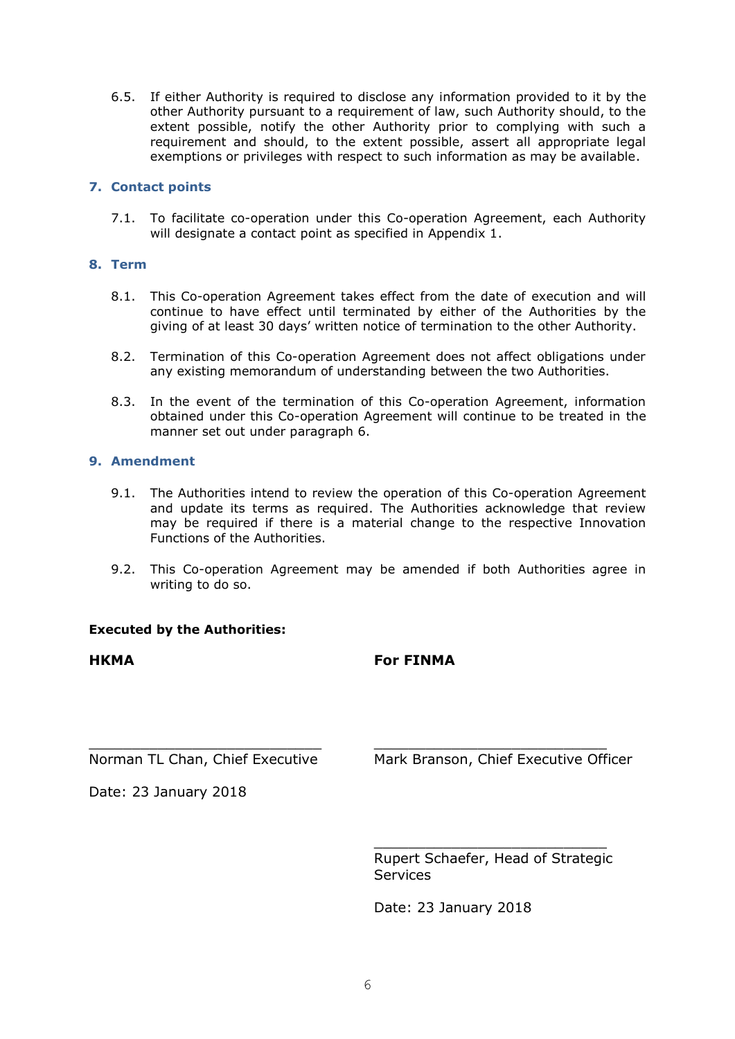6.5. If either Authority is required to disclose any information provided to it by the other Authority pursuant to a requirement of law, such Authority should, to the extent possible, notify the other Authority prior to complying with such a requirement and should, to the extent possible, assert all appropriate legal exemptions or privileges with respect to such information as may be available.

## 7. Contact points

7.1. To facilitate co-operation under this Co-operation Agreement, each Authority will designate a contact point as specified in Appendix 1.

## 8. Term

8.1. This Co-operation Agreement takes effect from the date of execution and will continue to have effect until terminated by either of the Authorities by the giving of at least 30 days' written notice of termination to the other Authority.

8.2. Termination of this Co-operation Agreement does not affect obligations under any existing memorandum of understanding between the two Authorities.

8.3. In the event of the termination of this Co-operation Agreement, information obtained under this Co-operation Agreement will continue to be treated in the manner set out under paragraph 6.

## 9. Amendment

9.1. The Authorities intend to review the operation of this Co-operation Agreement and update its terms as required. The Authorities acknowledge that review may be required if there is a material change to the respective Innovation Functions of the Authorities.

9.2. This Co-operation Agreement may be amended if both Authorities agree in writing to do so.

**Executed by the Authorities:**

**HKMA**

\_\_\_\_\_\_\_\_\_\_\_\_\_\_\_\_\_\_\_\_\_\_\_\_\_\_\_\_\_\_

Norman TL Chan, Chief Executive

Date: 23 January 2018

**For FINMA**

\_\_\_\_\_\_\_\_\_\_\_\_\_\_\_\_\_\_\_\_\_\_\_\_\_\_\_\_\_\_

Mark Branson, Chief Executive Officer

\_\_\_\_\_\_\_\_\_\_\_\_\_\_\_\_\_\_\_\_\_\_\_\_\_\_\_\_\_\_

Rupert Schaefer, Head of Strategic Services

Date: 23 January 2018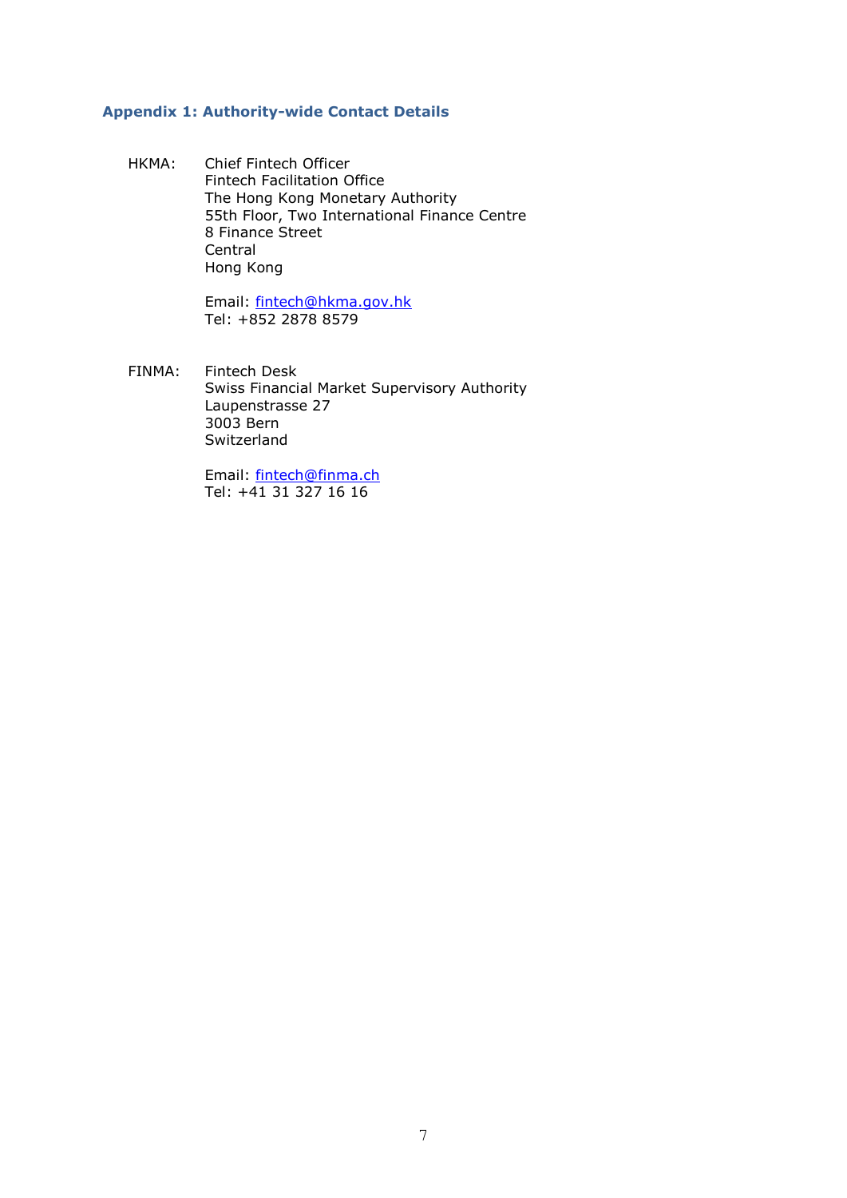## Appendix 1: Authority-wide Contact Details

HKMA:

Chief Fintech Officer
Fintech Facilitation Office
The Hong Kong Monetary Authority
55th Floor, Two International Finance Centre
8 Finance Street
Central
Hong Kong

Email: fintech@hkma.gov.hk
Tel: +852 2878 8579

FINMA:

Fintech Desk
Swiss Financial Market Supervisory Authority
Laupenstrasse 27
3003 Bern
Switzerland

Email: fintech@finma.ch
Tel: +41 31 327 16 16